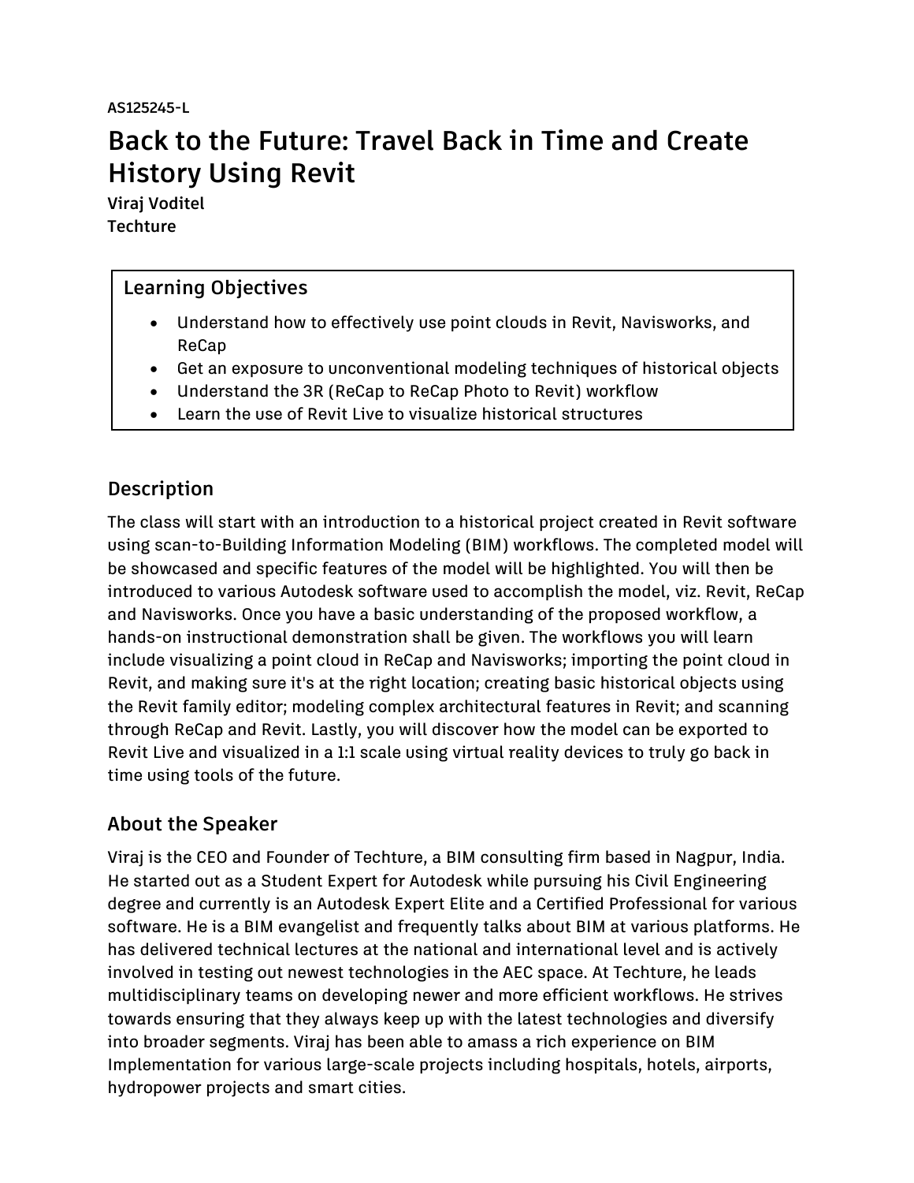AS125245-L

# Back to the Future: Travel Back in Time and Create History Using Revit

**Viraj Voditel**
**Techture**

## Learning Objectives

- Understand how to effectively use point clouds in Revit, Navisworks, and ReCap
- Get an exposure to unconventional modeling techniques of historical objects
- Understand the 3R (ReCap to ReCap Photo to Revit) workflow
- Learn the use of Revit Live to visualize historical structures

## Description

The class will start with an introduction to a historical project created in Revit software using scan-to-Building Information Modeling (BIM) workflows. The completed model will be showcased and specific features of the model will be highlighted. You will then be introduced to various Autodesk software used to accomplish the model, viz. Revit, ReCap and Navisworks. Once you have a basic understanding of the proposed workflow, a hands-on instructional demonstration shall be given. The workflows you will learn include visualizing a point cloud in ReCap and Navisworks; importing the point cloud in Revit, and making sure it's at the right location; creating basic historical objects using the Revit family editor; modeling complex architectural features in Revit; and scanning through ReCap and Revit. Lastly, you will discover how the model can be exported to Revit Live and visualized in a 1:1 scale using virtual reality devices to truly go back in time using tools of the future.

## About the Speaker

Viraj is the CEO and Founder of Techture, a BIM consulting firm based in Nagpur, India. He started out as a Student Expert for Autodesk while pursuing his Civil Engineering degree and currently is an Autodesk Expert Elite and a Certified Professional for various software. He is a BIM evangelist and frequently talks about BIM at various platforms. He has delivered technical lectures at the national and international level and is actively involved in testing out newest technologies in the AEC space. At Techture, he leads multidisciplinary teams on developing newer and more efficient workflows. He strives towards ensuring that they always keep up with the latest technologies and diversify into broader segments. Viraj has been able to amass a rich experience on BIM Implementation for various large-scale projects including hospitals, hotels, airports, hydropower projects and smart cities.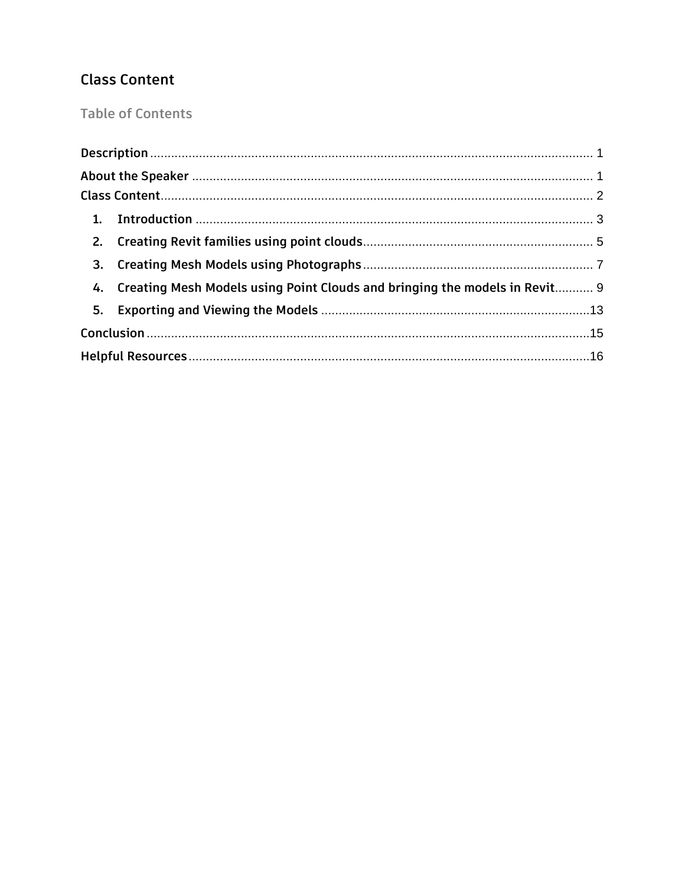## Class Content

### Table of Contents

**Description** ........................................................................................................................ 1

**About the Speaker** ............................................................................................................. 1

**Class Content** ..................................................................................................................... 2

1. **Introduction** ................................................................................................................ 3
2. **Creating Revit families using point clouds** ............................................................ 5
3. **Creating Mesh Models using Photographs** ............................................................. 7
4. **Creating Mesh Models using Point Clouds and bringing the models in Revit** .......... 9
5. **Exporting and Viewing the Models** ......................................................................... 13

**Conclusion** ....................................................................................................................... 15

**Helpful Resources** ............................................................................................................ 16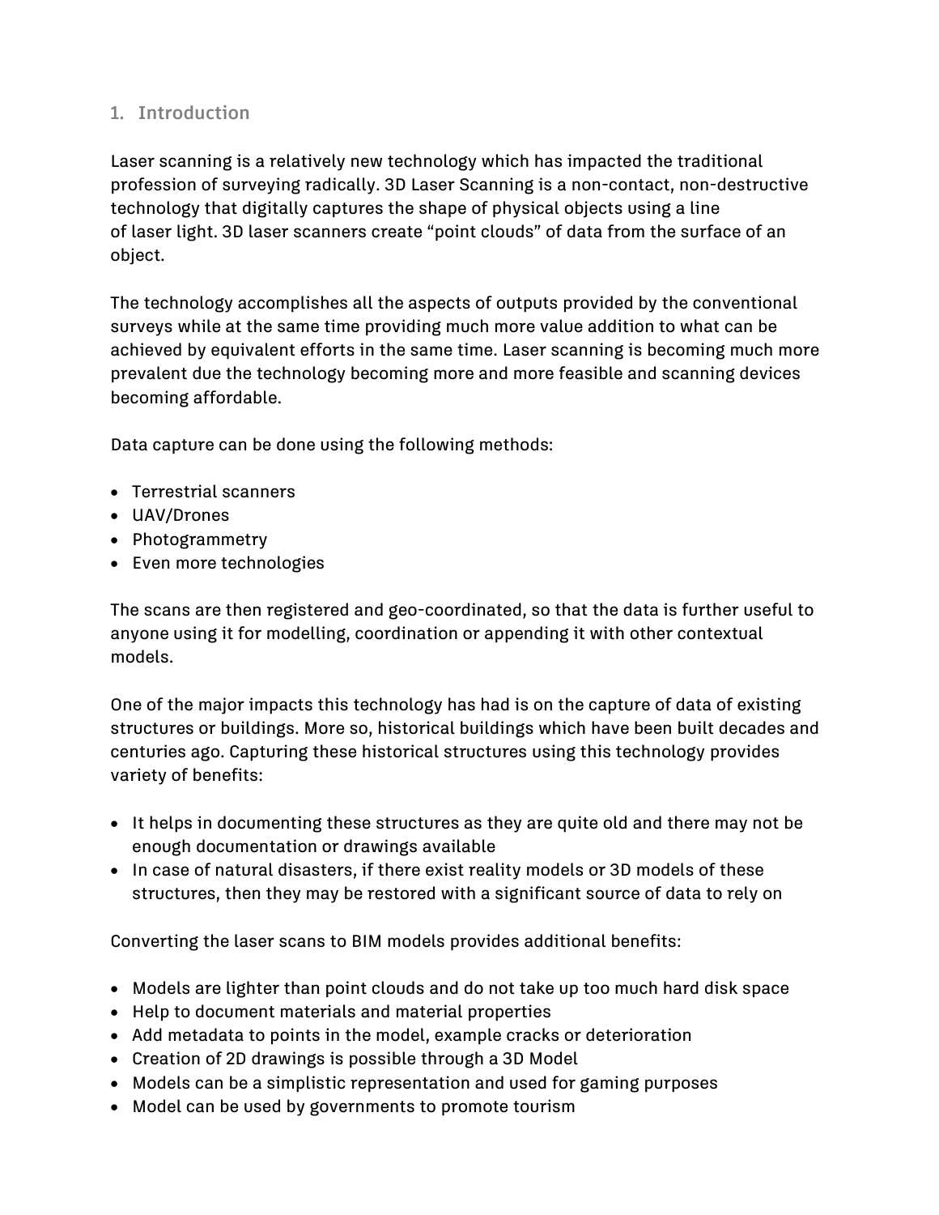## 1. Introduction

Laser scanning is a relatively new technology which has impacted the traditional profession of surveying radically. 3D Laser Scanning is a non-contact, non-destructive technology that digitally captures the shape of physical objects using a line of laser light. 3D laser scanners create “point clouds” of data from the surface of an object.

The technology accomplishes all the aspects of outputs provided by the conventional surveys while at the same time providing much more value addition to what can be achieved by equivalent efforts in the same time. Laser scanning is becoming much more prevalent due the technology becoming more and more feasible and scanning devices becoming affordable.

Data capture can be done using the following methods:

- Terrestrial scanners
- UAV/Drones
- Photogrammetry
- Even more technologies

The scans are then registered and geo-coordinated, so that the data is further useful to anyone using it for modelling, coordination or appending it with other contextual models.

One of the major impacts this technology has had is on the capture of data of existing structures or buildings. More so, historical buildings which have been built decades and centuries ago. Capturing these historical structures using this technology provides variety of benefits:

- It helps in documenting these structures as they are quite old and there may not be enough documentation or drawings available
- In case of natural disasters, if there exist reality models or 3D models of these structures, then they may be restored with a significant source of data to rely on

Converting the laser scans to BIM models provides additional benefits:

- Models are lighter than point clouds and do not take up too much hard disk space
- Help to document materials and material properties
- Add metadata to points in the model, example cracks or deterioration
- Creation of 2D drawings is possible through a 3D Model
- Models can be a simplistic representation and used for gaming purposes
- Model can be used by governments to promote tourism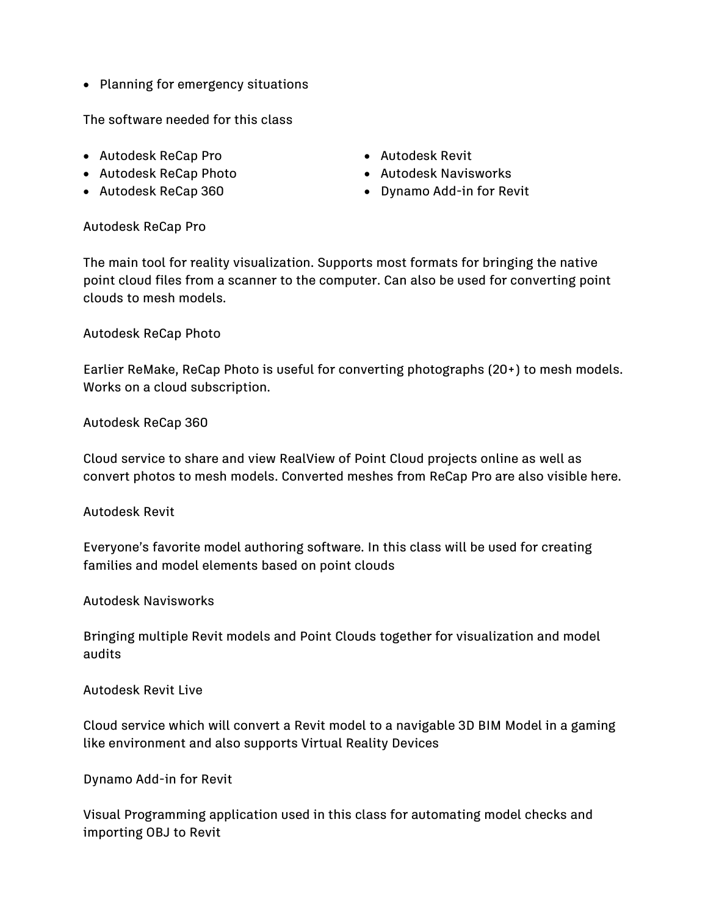- Planning for emergency situations

The software needed for this class

- Autodesk ReCap Pro
- Autodesk ReCap Photo
- Autodesk ReCap 360
- Autodesk Revit
- Autodesk Navisworks
- Dynamo Add-in for Revit

Autodesk ReCap Pro

The main tool for reality visualization. Supports most formats for bringing the native point cloud files from a scanner to the computer. Can also be used for converting point clouds to mesh models.

Autodesk ReCap Photo

Earlier ReMake, ReCap Photo is useful for converting photographs (20+) to mesh models. Works on a cloud subscription.

Autodesk ReCap 360

Cloud service to share and view RealView of Point Cloud projects online as well as convert photos to mesh models. Converted meshes from ReCap Pro are also visible here.

Autodesk Revit

Everyone's favorite model authoring software. In this class will be used for creating families and model elements based on point clouds

Autodesk Navisworks

Bringing multiple Revit models and Point Clouds together for visualization and model audits

Autodesk Revit Live

Cloud service which will convert a Revit model to a navigable 3D BIM Model in a gaming like environment and also supports Virtual Reality Devices

Dynamo Add-in for Revit

Visual Programming application used in this class for automating model checks and importing OBJ to Revit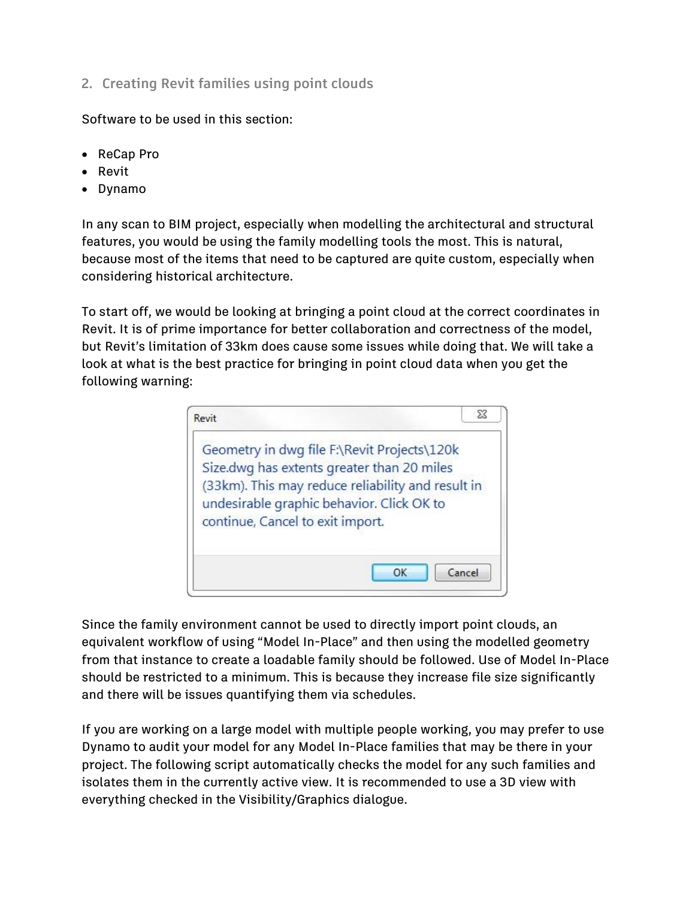## 2. Creating Revit families using point clouds

Software to be used in this section:

- ReCap Pro
- Revit
- Dynamo

In any scan to BIM project, especially when modelling the architectural and structural features, you would be using the family modelling tools the most. This is natural, because most of the items that need to be captured are quite custom, especially when considering historical architecture.

To start off, we would be looking at bringing a point cloud at the correct coordinates in Revit. It is of prime importance for better collaboration and correctness of the model, but Revit's limitation of 33km does cause some issues while doing that. We will take a look at what is the best practice for bringing in point cloud data when you get the following warning:

> **Revit**
>
> Geometry in dwg file F:\Revit Projects\120k Size.dwg has extents greater than 20 miles (33km). This may reduce reliability and result in undesirable graphic behavior. Click OK to continue, Cancel to exit import.
>
> OK | Cancel

Since the family environment cannot be used to directly import point clouds, an equivalent workflow of using "Model In-Place" and then using the modelled geometry from that instance to create a loadable family should be followed. Use of Model In-Place should be restricted to a minimum. This is because they increase file size significantly and there will be issues quantifying them via schedules.

If you are working on a large model with multiple people working, you may prefer to use Dynamo to audit your model for any Model In-Place families that may be there in your project. The following script automatically checks the model for any such families and isolates them in the currently active view. It is recommended to use a 3D view with everything checked in the Visibility/Graphics dialogue.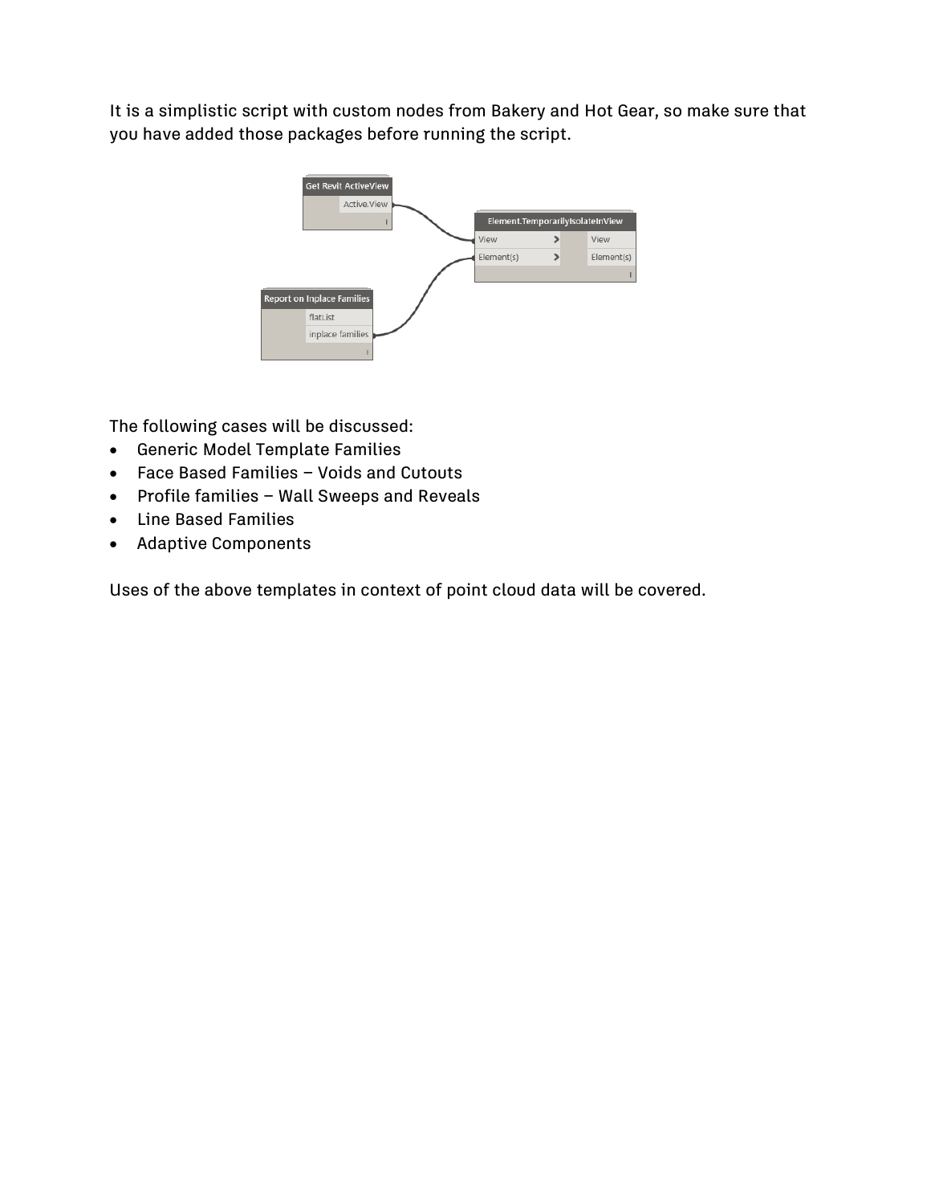It is a simplistic script with custom nodes from Bakery and Hot Gear, so make sure that you have added those packages before running the script.

The following cases will be discussed:

- Generic Model Template Families
- Face Based Families – Voids and Cutouts
- Profile families – Wall Sweeps and Reveals
- Line Based Families
- Adaptive Components

Uses of the above templates in context of point cloud data will be covered.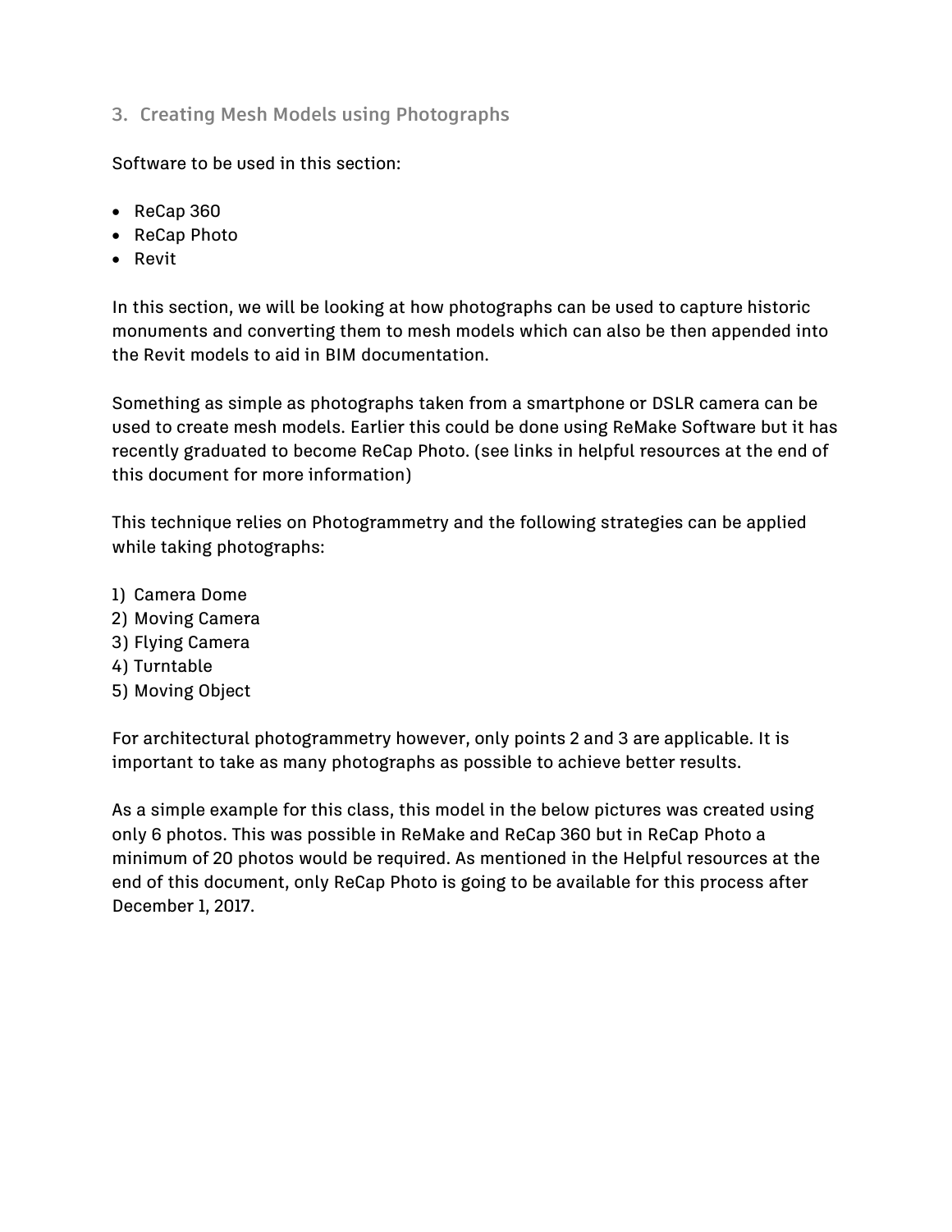## 3. Creating Mesh Models using Photographs

Software to be used in this section:

- ReCap 360
- ReCap Photo
- Revit

In this section, we will be looking at how photographs can be used to capture historic monuments and converting them to mesh models which can also be then appended into the Revit models to aid in BIM documentation.

Something as simple as photographs taken from a smartphone or DSLR camera can be used to create mesh models. Earlier this could be done using ReMake Software but it has recently graduated to become ReCap Photo. (see links in helpful resources at the end of this document for more information)

This technique relies on Photogrammetry and the following strategies can be applied while taking photographs:

1) Camera Dome
2) Moving Camera
3) Flying Camera
4) Turntable
5) Moving Object

For architectural photogrammetry however, only points 2 and 3 are applicable. It is important to take as many photographs as possible to achieve better results.

As a simple example for this class, this model in the below pictures was created using only 6 photos. This was possible in ReMake and ReCap 360 but in ReCap Photo a minimum of 20 photos would be required. As mentioned in the Helpful resources at the end of this document, only ReCap Photo is going to be available for this process after December 1, 2017.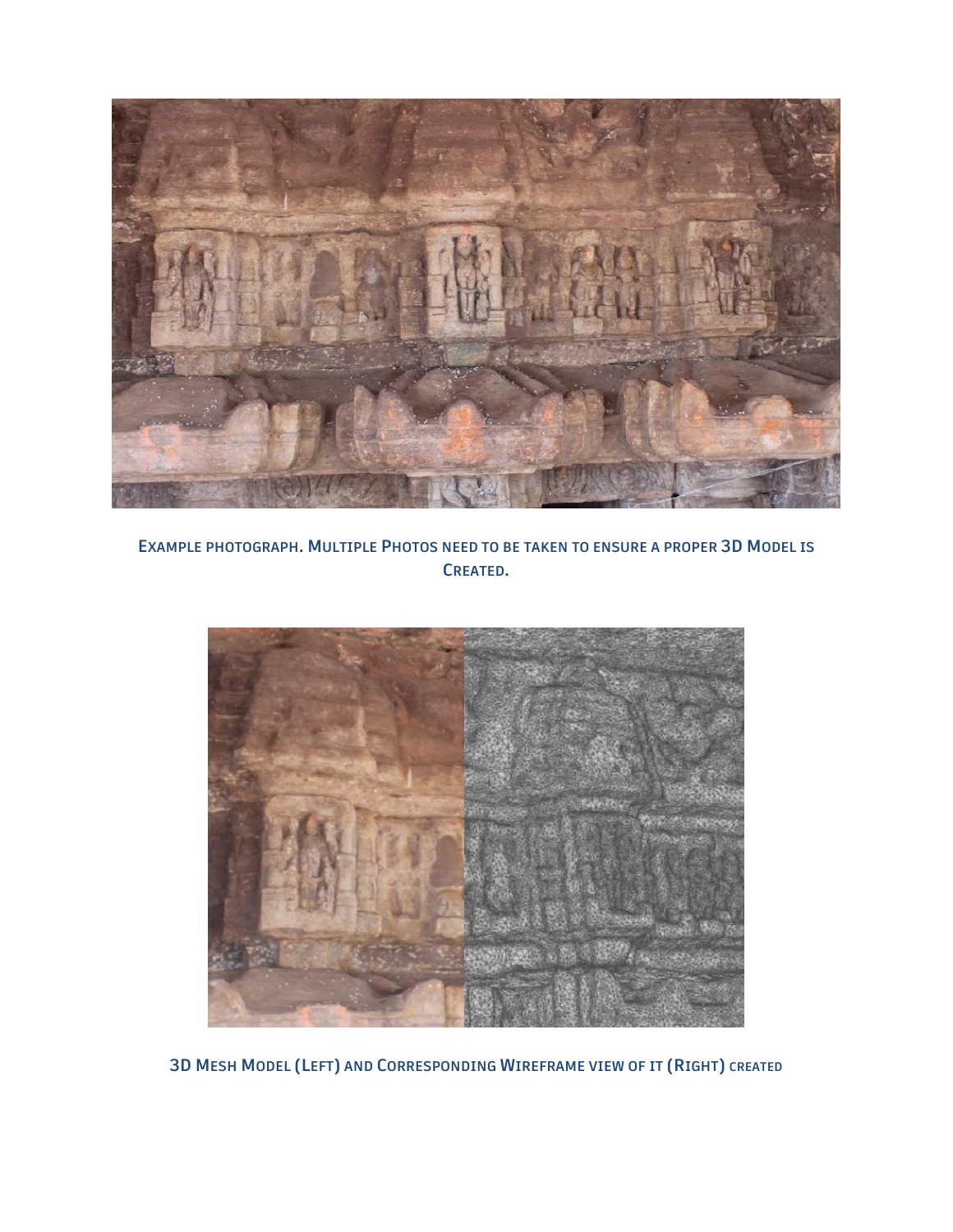Example photograph. Multiple Photos need to be taken to ensure a proper 3D Model is Created.

3D Mesh Model (Left) and Corresponding Wireframe view of it (Right) created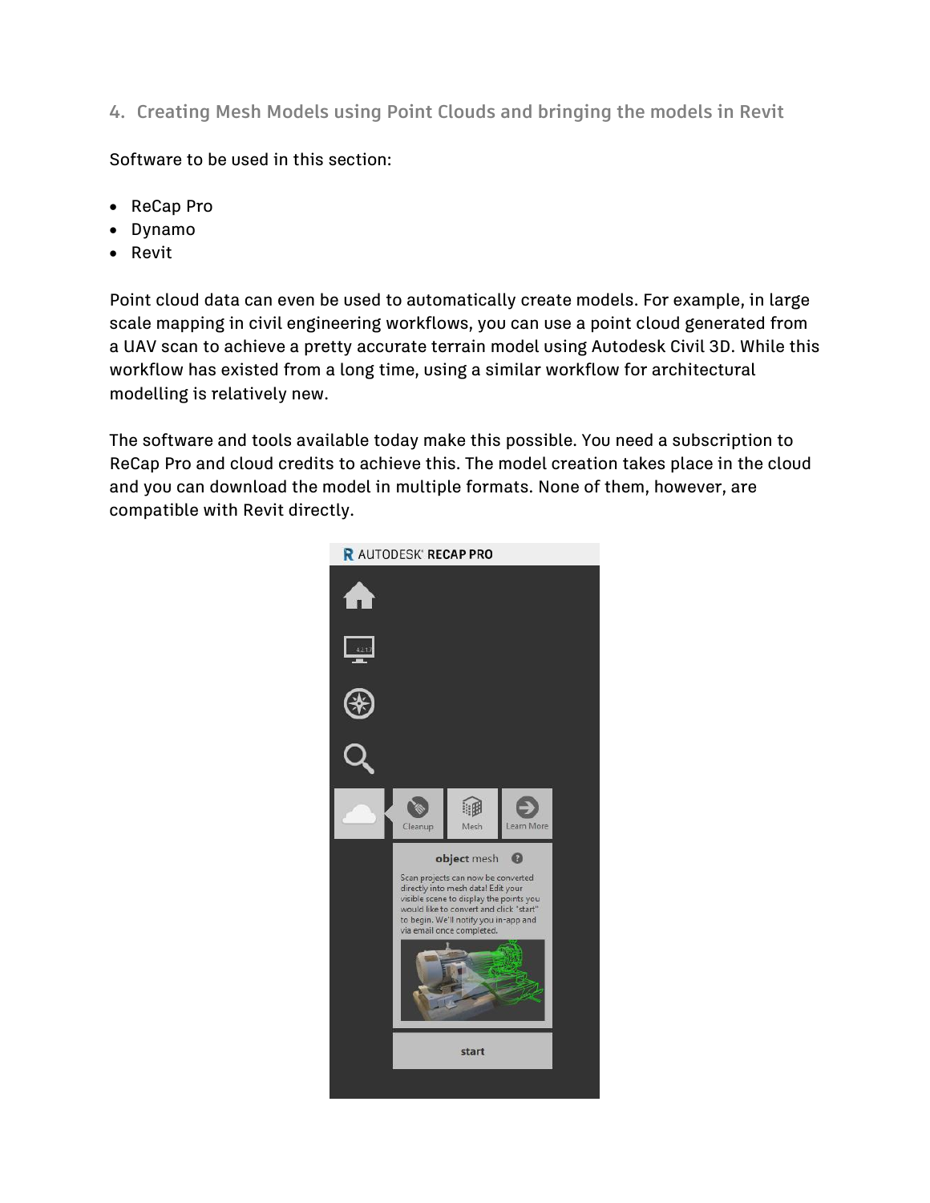## 4. Creating Mesh Models using Point Clouds and bringing the models in Revit

Software to be used in this section:

- ReCap Pro
- Dynamo
- Revit

Point cloud data can even be used to automatically create models. For example, in large scale mapping in civil engineering workflows, you can use a point cloud generated from a UAV scan to achieve a pretty accurate terrain model using Autodesk Civil 3D. While this workflow has existed from a long time, using a similar workflow for architectural modelling is relatively new.

The software and tools available today make this possible. You need a subscription to ReCap Pro and cloud credits to achieve this. The model creation takes place in the cloud and you can download the model in multiple formats. None of them, however, are compatible with Revit directly.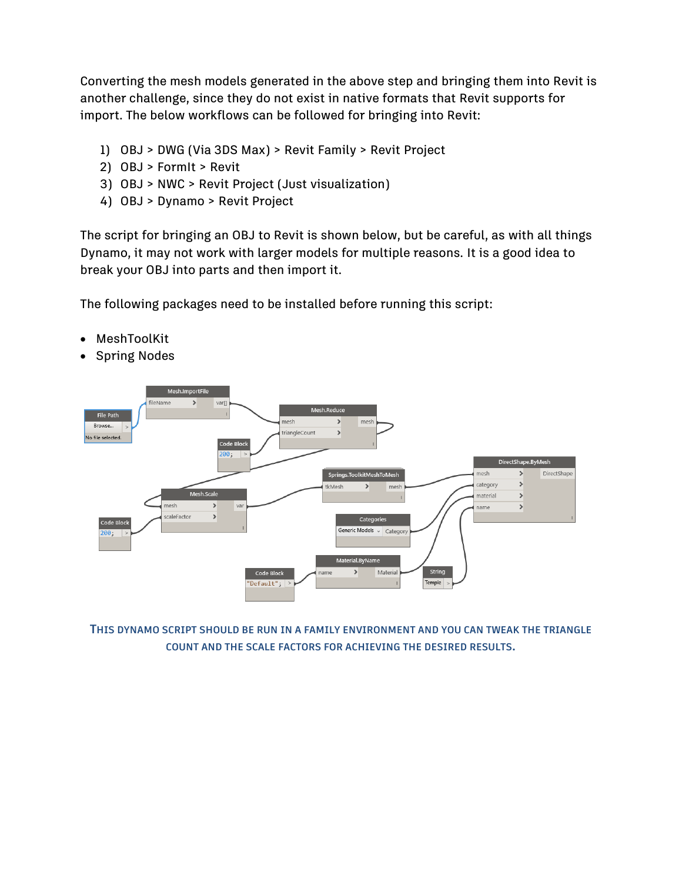Converting the mesh models generated in the above step and bringing them into Revit is another challenge, since they do not exist in native formats that Revit supports for import. The below workflows can be followed for bringing into Revit:

1) OBJ > DWG (Via 3DS Max) > Revit Family > Revit Project
2) OBJ > FormIt > Revit
3) OBJ > NWC > Revit Project (Just visualization)
4) OBJ > Dynamo > Revit Project

The script for bringing an OBJ to Revit is shown below, but be careful, as with all things Dynamo, it may not work with larger models for multiple reasons. It is a good idea to break your OBJ into parts and then import it.

The following packages need to be installed before running this script:

- MeshToolKit
- Spring Nodes

THIS DYNAMO SCRIPT SHOULD BE RUN IN A FAMILY ENVIRONMENT AND YOU CAN TWEAK THE TRIANGLE COUNT AND THE SCALE FACTORS FOR ACHIEVING THE DESIRED RESULTS.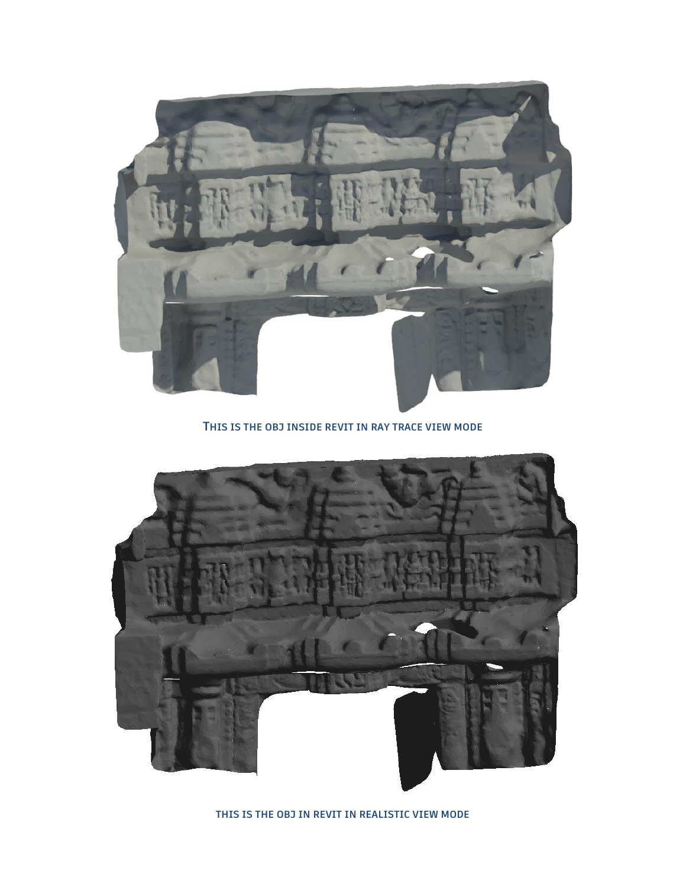THIS IS THE OBJ INSIDE REVIT IN RAY TRACE VIEW MODE

THIS IS THE OBJ IN REVIT IN REALISTIC VIEW MODE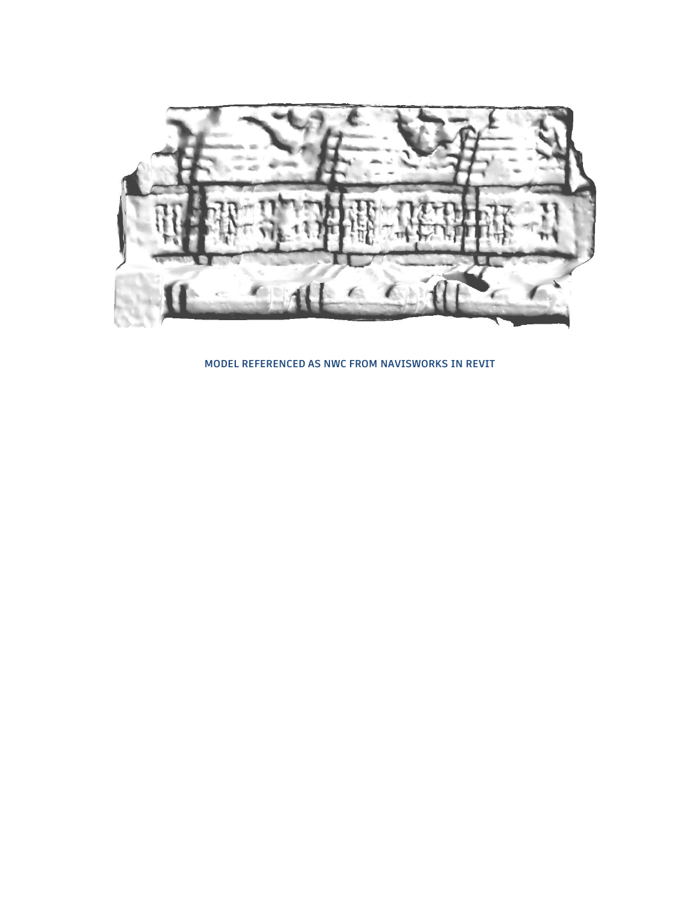MODEL REFERENCED AS NWC FROM NAVISWORKS IN REVIT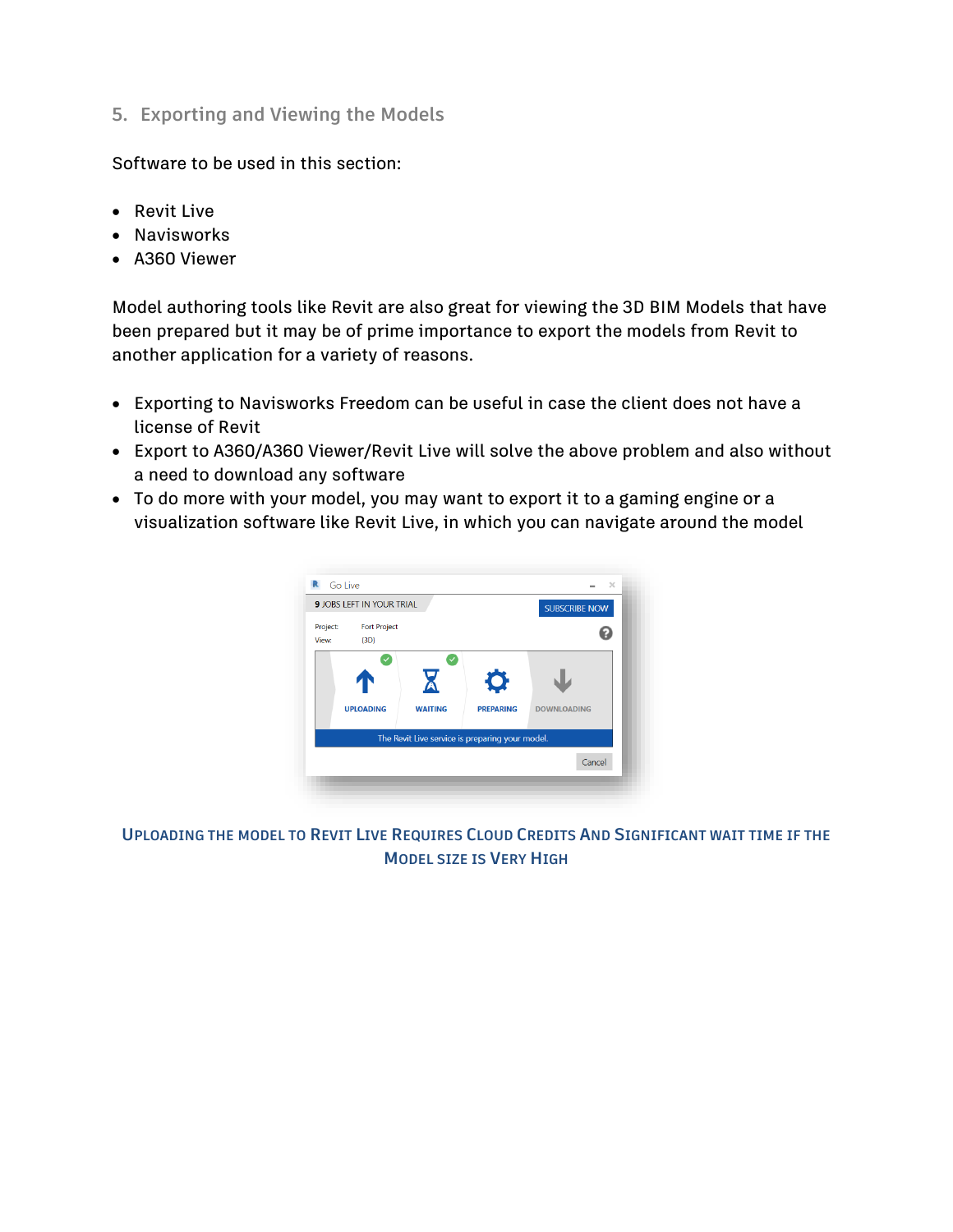## 5. Exporting and Viewing the Models

Software to be used in this section:

- Revit Live
- Navisworks
- A360 Viewer

Model authoring tools like Revit are also great for viewing the 3D BIM Models that have been prepared but it may be of prime importance to export the models from Revit to another application for a variety of reasons.

- Exporting to Navisworks Freedom can be useful in case the client does not have a license of Revit
- Export to A360/A360 Viewer/Revit Live will solve the above problem and also without a need to download any software
- To do more with your model, you may want to export it to a gaming engine or a visualization software like Revit Live, in which you can navigate around the model

UPLOADING THE MODEL TO REVIT LIVE REQUIRES CLOUD CREDITS AND SIGNIFICANT WAIT TIME IF THE MODEL SIZE IS VERY HIGH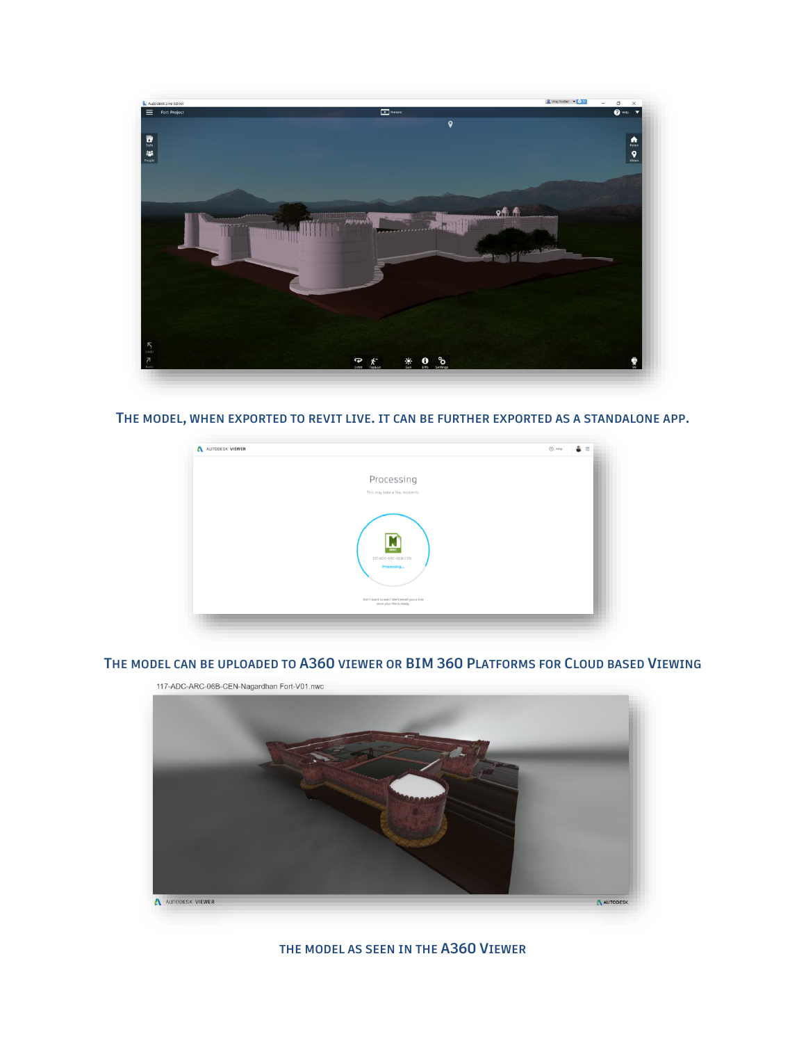THE MODEL, WHEN EXPORTED TO REVIT LIVE. IT CAN BE FURTHER EXPORTED AS A STANDALONE APP.

THE MODEL CAN BE UPLOADED TO A360 VIEWER OR BIM 360 PLATFORMS FOR CLOUD BASED VIEWING

THE MODEL AS SEEN IN THE A360 VIEWER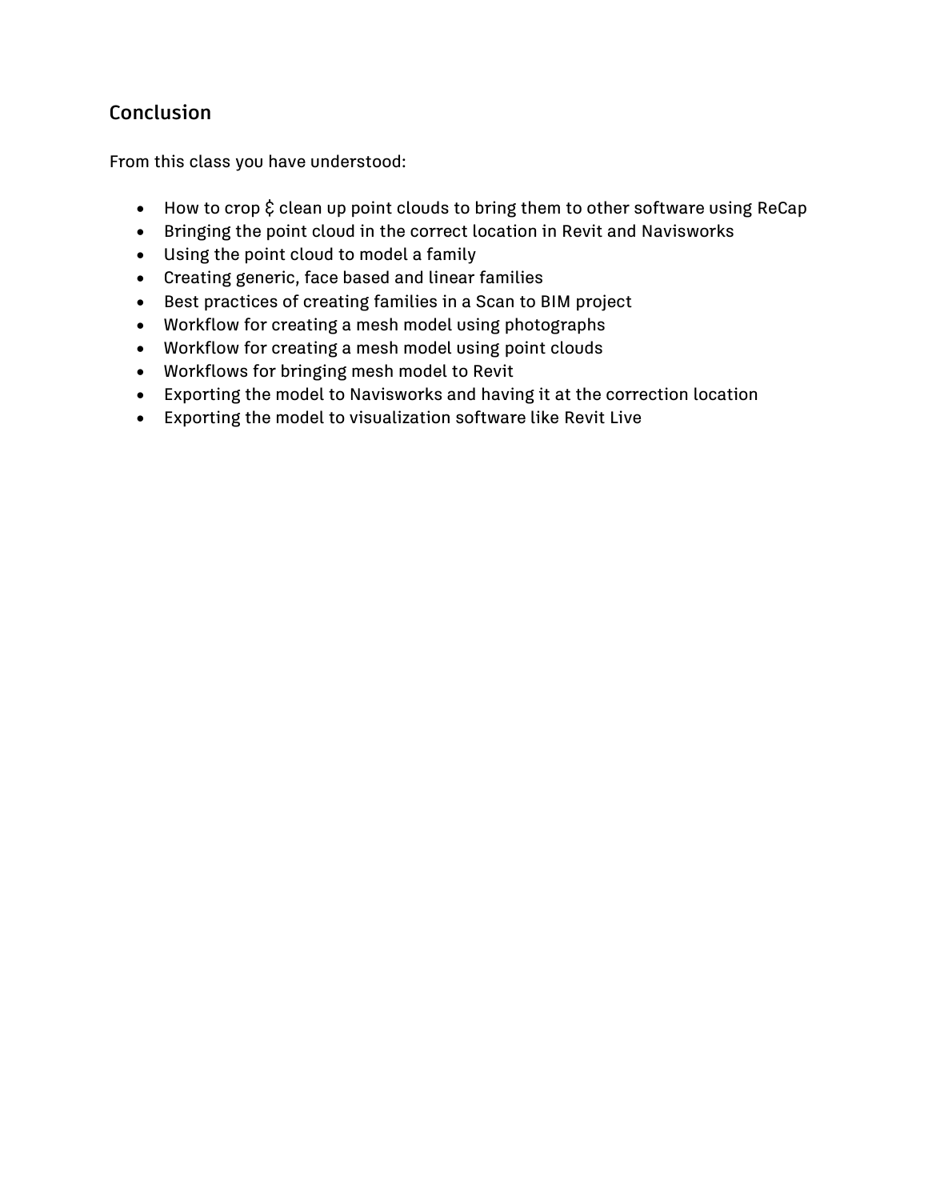## Conclusion

From this class you have understood:

- How to crop & clean up point clouds to bring them to other software using ReCap
- Bringing the point cloud in the correct location in Revit and Navisworks
- Using the point cloud to model a family
- Creating generic, face based and linear families
- Best practices of creating families in a Scan to BIM project
- Workflow for creating a mesh model using photographs
- Workflow for creating a mesh model using point clouds
- Workflows for bringing mesh model to Revit
- Exporting the model to Navisworks and having it at the correction location
- Exporting the model to visualization software like Revit Live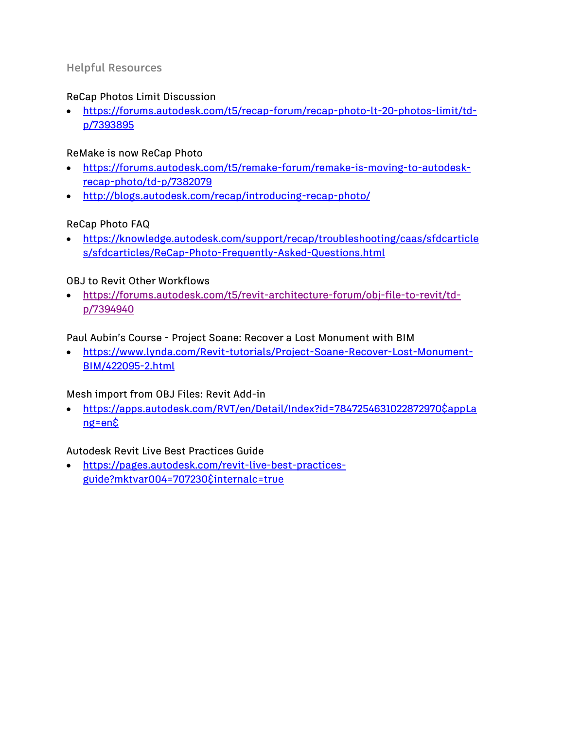## Helpful Resources

ReCap Photos Limit Discussion

- https://forums.autodesk.com/t5/recap-forum/recap-photo-lt-20-photos-limit/td-p/7393895

ReMake is now ReCap Photo

- https://forums.autodesk.com/t5/remake-forum/remake-is-moving-to-autodesk-recap-photo/td-p/7382079
- http://blogs.autodesk.com/recap/introducing-recap-photo/

ReCap Photo FAQ

- https://knowledge.autodesk.com/support/recap/troubleshooting/caas/sfdcarticles/sfdcarticles/ReCap-Photo-Frequently-Asked-Questions.html

OBJ to Revit Other Workflows

- https://forums.autodesk.com/t5/revit-architecture-forum/obj-file-to-revit/td-p/7394940

Paul Aubin's Course - Project Soane: Recover a Lost Monument with BIM

- https://www.lynda.com/Revit-tutorials/Project-Soane-Recover-Lost-Monument-BIM/422095-2.html

Mesh import from OBJ Files: Revit Add-in

- https://apps.autodesk.com/RVT/en/Detail/Index?id=7847254631022872970&appLang=en&

Autodesk Revit Live Best Practices Guide

- https://pages.autodesk.com/revit-live-best-practices-guide?mktvar004=707230&internalc=true